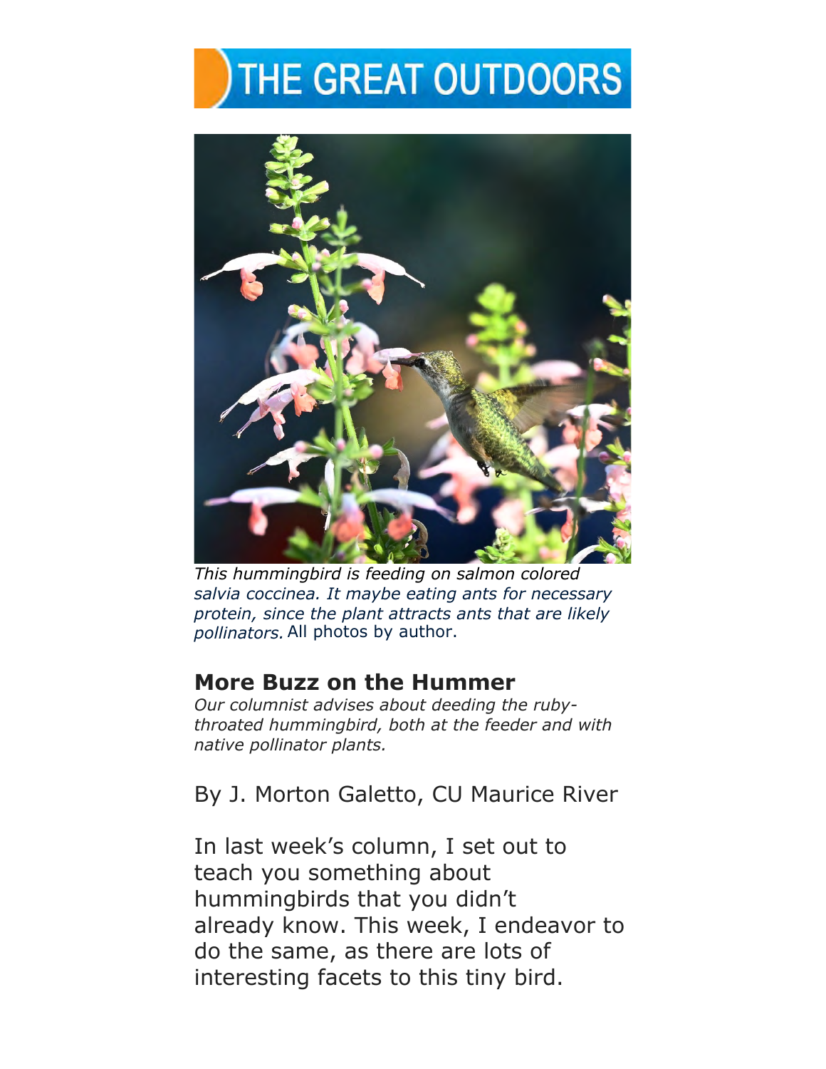# THE GREAT OUTDOORS

*This hummingbird is feeding on salmon colored salvia coccinea. It maybe eating ants for necessary protein, since the plant attracts ants that are likely pollinators.* All photos by author.

## More Buzz on the Hummer

*Our columnist advises about deeding the ruby-throated hummingbird, both at the feeder and with native pollinator plants.*

By J. Morton Galetto, CU Maurice River

In last week's column, I set out to teach you something about hummingbirds that you didn't already know. This week, I endeavor to do the same, as there are lots of interesting facets to this tiny bird.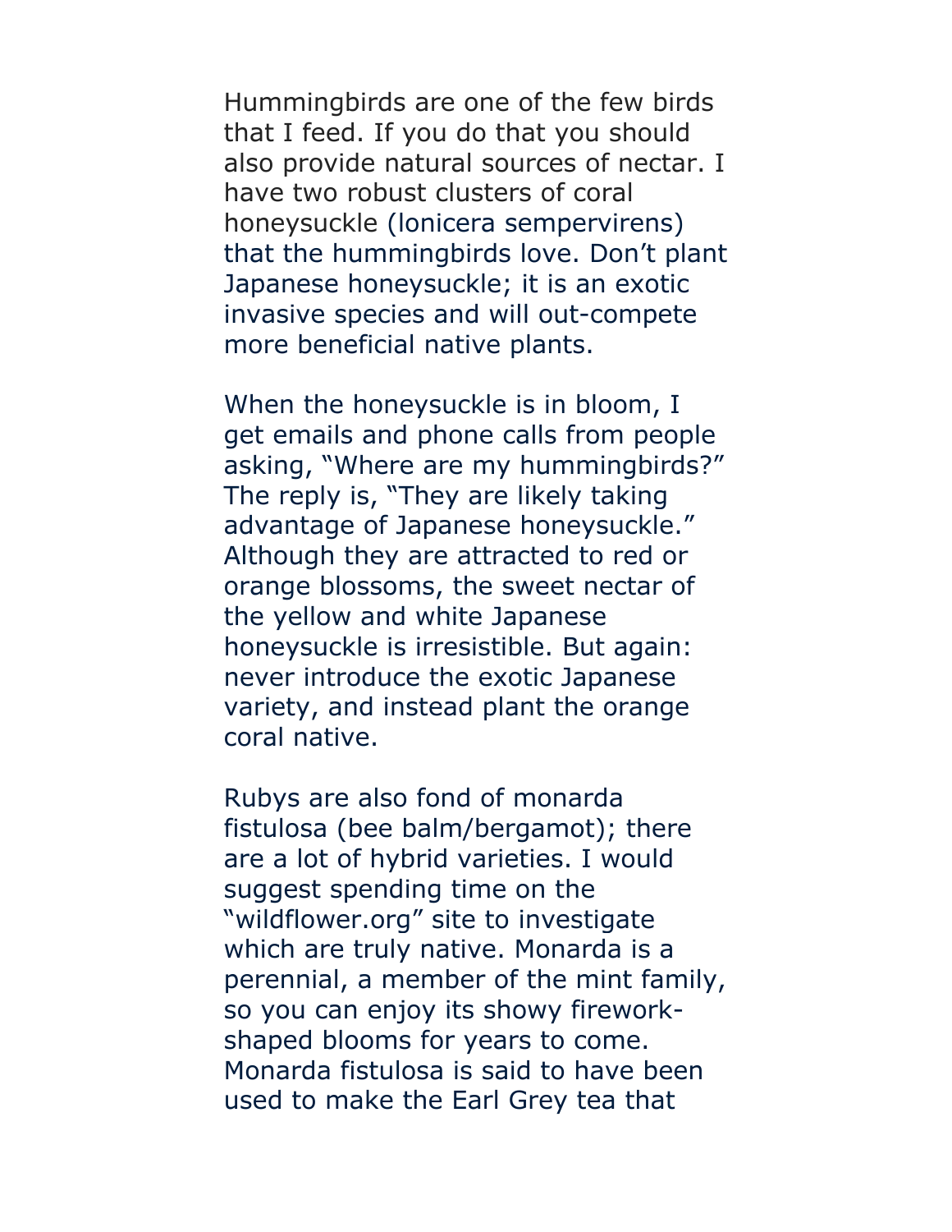Hummingbirds are one of the few birds that I feed. If you do that you should also provide natural sources of nectar. I have two robust clusters of coral honeysuckle (lonicera sempervirens) that the hummingbirds love. Don't plant Japanese honeysuckle; it is an exotic invasive species and will out-compete more beneficial native plants.

When the honeysuckle is in bloom, I get emails and phone calls from people asking, "Where are my hummingbirds?" The reply is, "They are likely taking advantage of Japanese honeysuckle." Although they are attracted to red or orange blossoms, the sweet nectar of the yellow and white Japanese honeysuckle is irresistible. But again: never introduce the exotic Japanese variety, and instead plant the orange coral native.

Rubys are also fond of monarda fistulosa (bee balm/bergamot); there are a lot of hybrid varieties. I would suggest spending time on the "wildflower.org" site to investigate which are truly native. Monarda is a perennial, a member of the mint family, so you can enjoy its showy firework-shaped blooms for years to come. Monarda fistulosa is said to have been used to make the Earl Grey tea that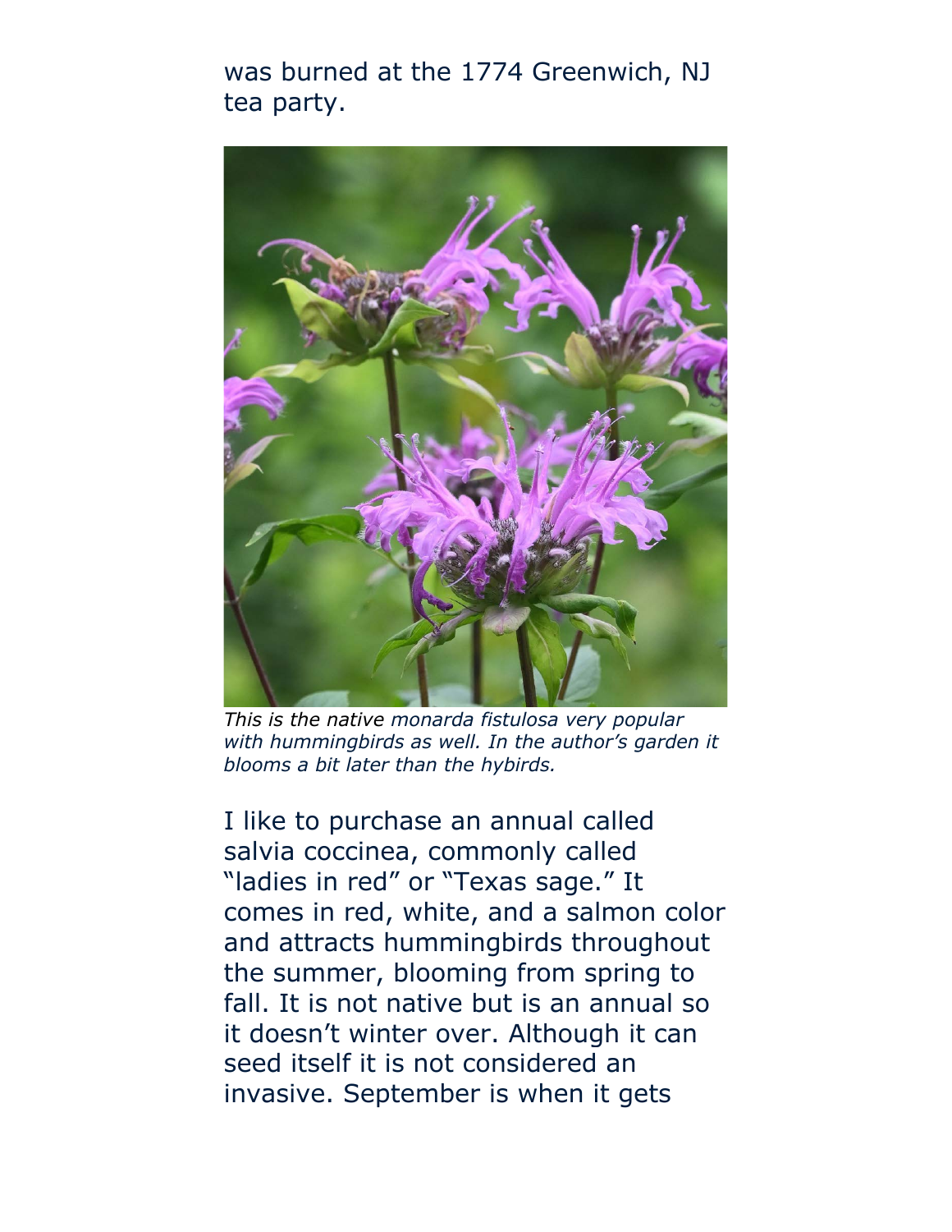was burned at the 1774 Greenwich, NJ tea party.

*This is the native monarda fistulosa very popular with hummingbirds as well. In the author's garden it blooms a bit later than the hybirds.*

I like to purchase an annual called salvia coccinea, commonly called "ladies in red" or "Texas sage." It comes in red, white, and a salmon color and attracts hummingbirds throughout the summer, blooming from spring to fall. It is not native but is an annual so it doesn't winter over. Although it can seed itself it is not considered an invasive. September is when it gets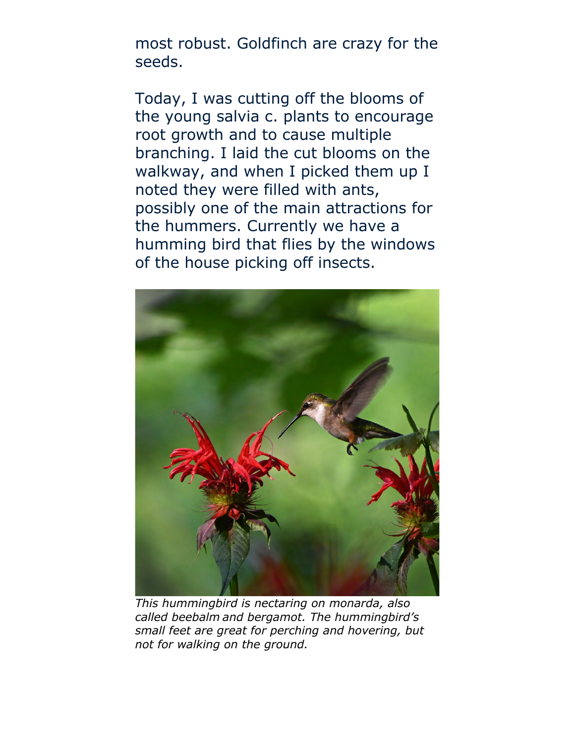most robust. Goldfinch are crazy for the seeds.

Today, I was cutting off the blooms of the young salvia c. plants to encourage root growth and to cause multiple branching. I laid the cut blooms on the walkway, and when I picked them up I noted they were filled with ants, possibly one of the main attractions for the hummers. Currently we have a humming bird that flies by the windows of the house picking off insects.

*This hummingbird is nectaring on monarda, also called beebalm and bergamot. The hummingbird's small feet are great for perching and hovering, but not for walking on the ground.*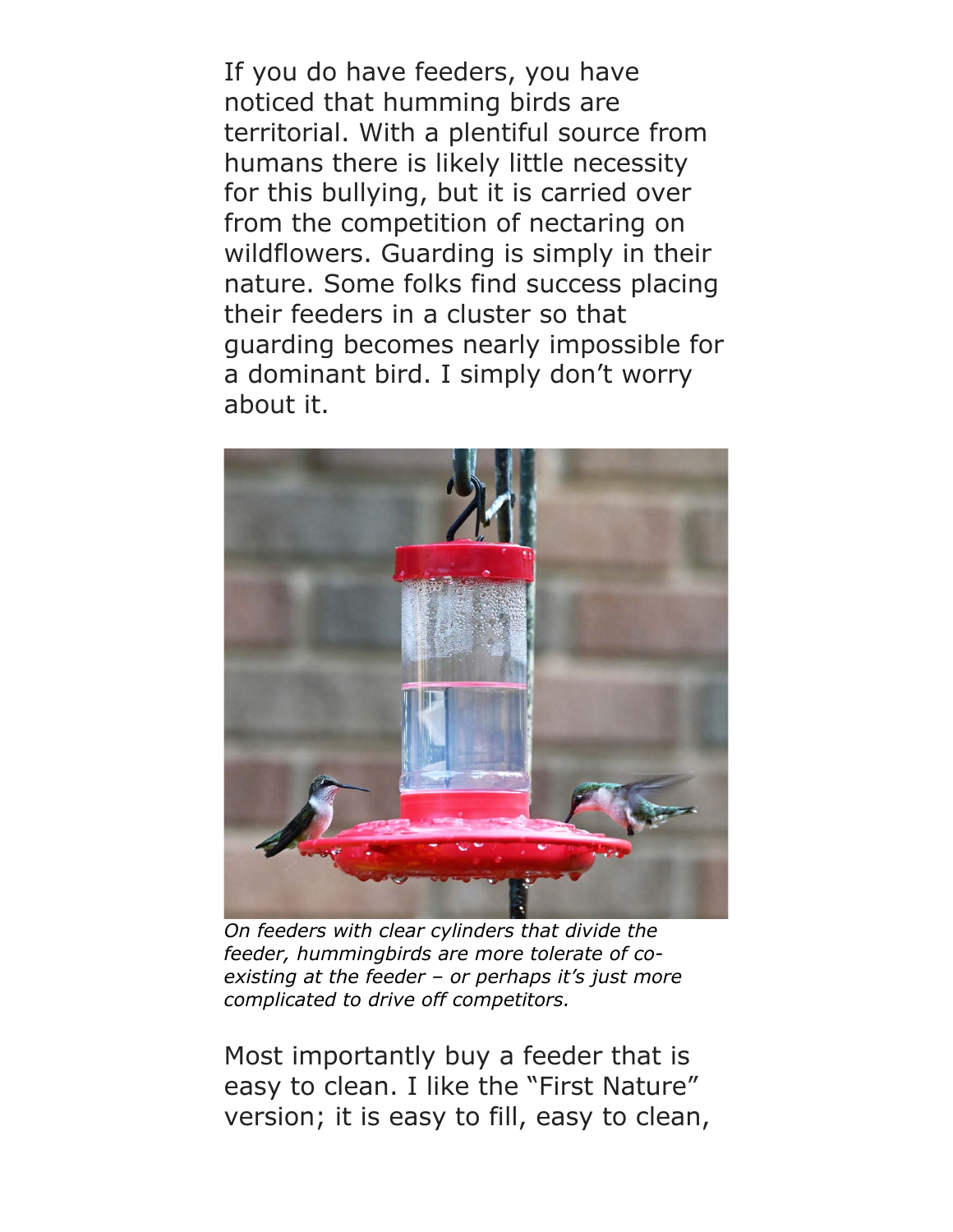If you do have feeders, you have noticed that humming birds are territorial. With a plentiful source from humans there is likely little necessity for this bullying, but it is carried over from the competition of nectaring on wildflowers. Guarding is simply in their nature. Some folks find success placing their feeders in a cluster so that guarding becomes nearly impossible for a dominant bird. I simply don't worry about it.

*On feeders with clear cylinders that divide the feeder, hummingbirds are more tolerate of co-existing at the feeder – or perhaps it's just more complicated to drive off competitors.*

Most importantly buy a feeder that is easy to clean. I like the "First Nature" version; it is easy to fill, easy to clean,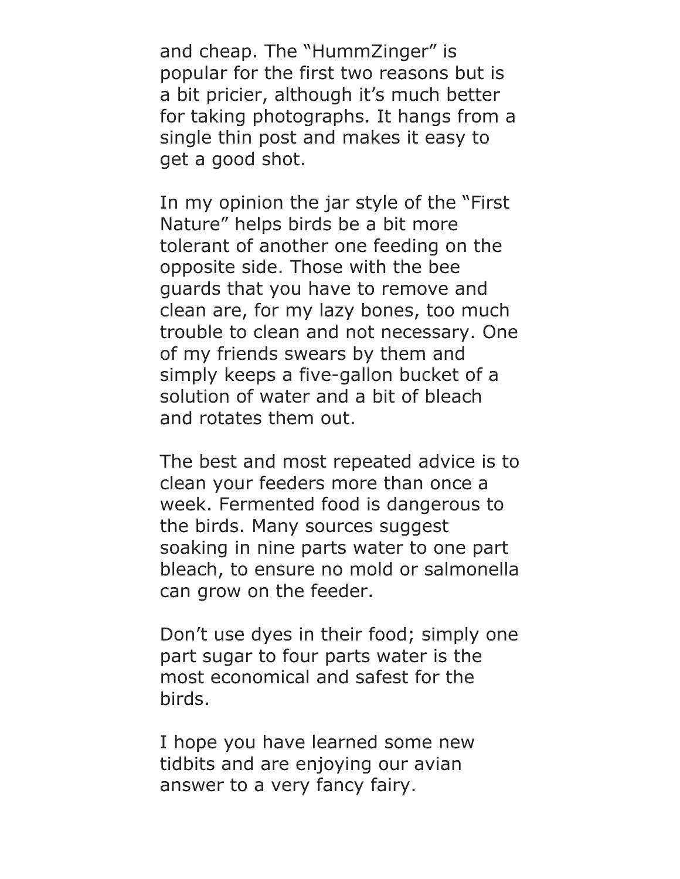and cheap. The “HummZinger” is popular for the first two reasons but is a bit pricier, although it’s much better for taking photographs. It hangs from a single thin post and makes it easy to get a good shot.

In my opinion the jar style of the “First Nature” helps birds be a bit more tolerant of another one feeding on the opposite side. Those with the bee guards that you have to remove and clean are, for my lazy bones, too much trouble to clean and not necessary. One of my friends swears by them and simply keeps a five-gallon bucket of a solution of water and a bit of bleach and rotates them out.

The best and most repeated advice is to clean your feeders more than once a week. Fermented food is dangerous to the birds. Many sources suggest soaking in nine parts water to one part bleach, to ensure no mold or salmonella can grow on the feeder.

Don’t use dyes in their food; simply one part sugar to four parts water is the most economical and safest for the birds.

I hope you have learned some new tidbits and are enjoying our avian answer to a very fancy fairy.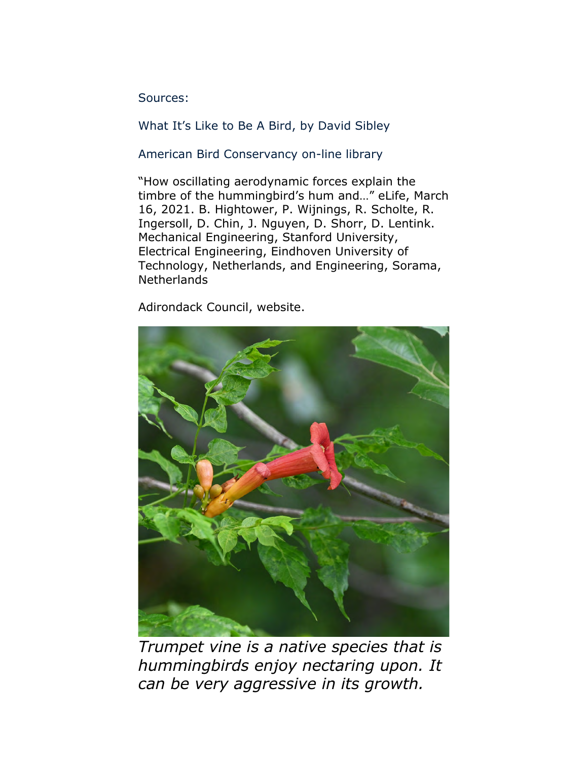Sources:

What It's Like to Be A Bird, by David Sibley

American Bird Conservancy on-line library

"How oscillating aerodynamic forces explain the timbre of the hummingbird's hum and…" eLife, March 16, 2021. B. Hightower, P. Wijnings, R. Scholte, R. Ingersoll, D. Chin, J. Nguyen, D. Shorr, D. Lentink. Mechanical Engineering, Stanford University, Electrical Engineering, Eindhoven University of Technology, Netherlands, and Engineering, Sorama, Netherlands

Adirondack Council, website.

*Trumpet vine is a native species that is hummingbirds enjoy nectaring upon. It can be very aggressive in its growth.*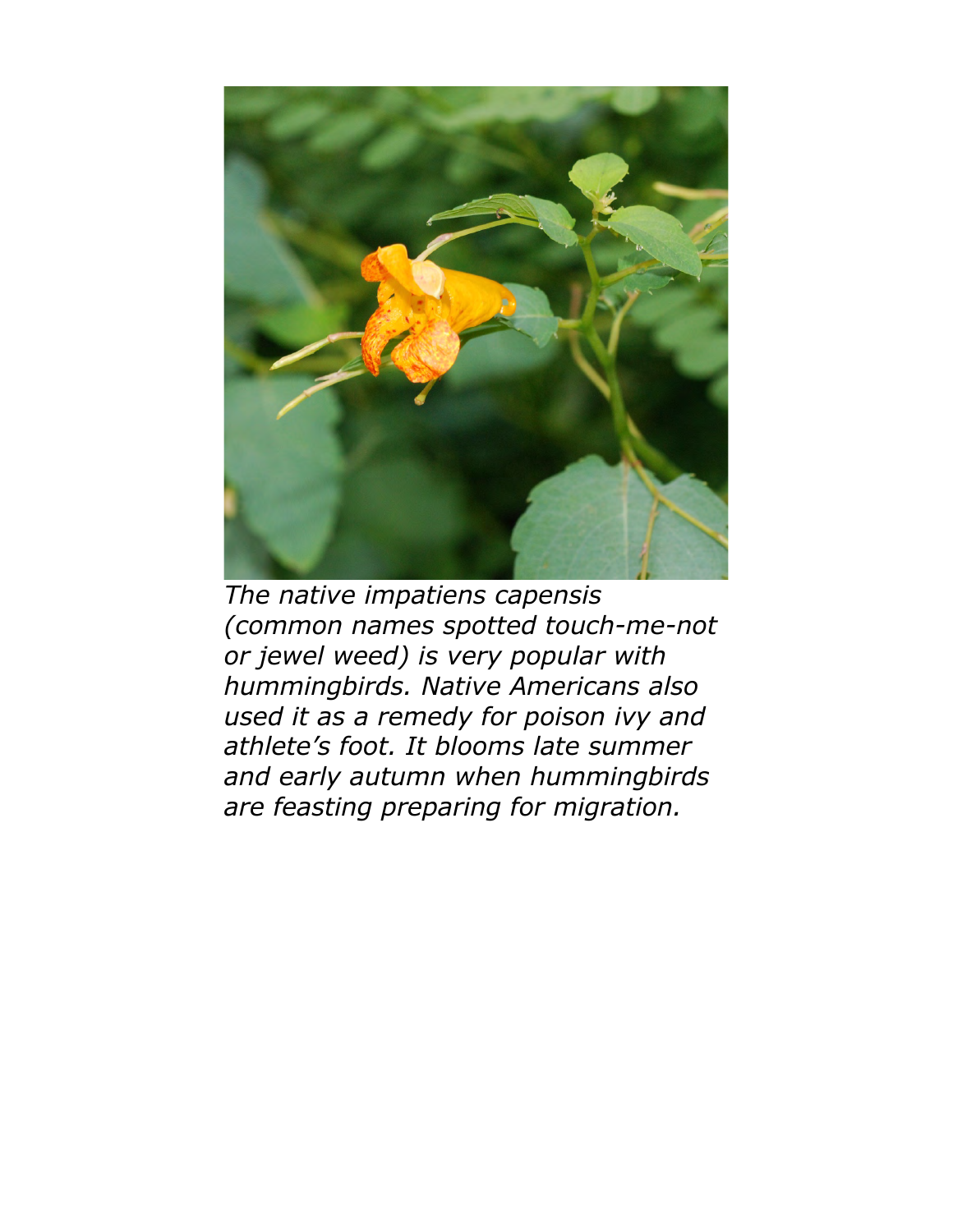*The native impatiens capensis (common names spotted touch-me-not or jewel weed) is very popular with hummingbirds. Native Americans also used it as a remedy for poison ivy and athlete's foot. It blooms late summer and early autumn when hummingbirds are feasting preparing for migration.*